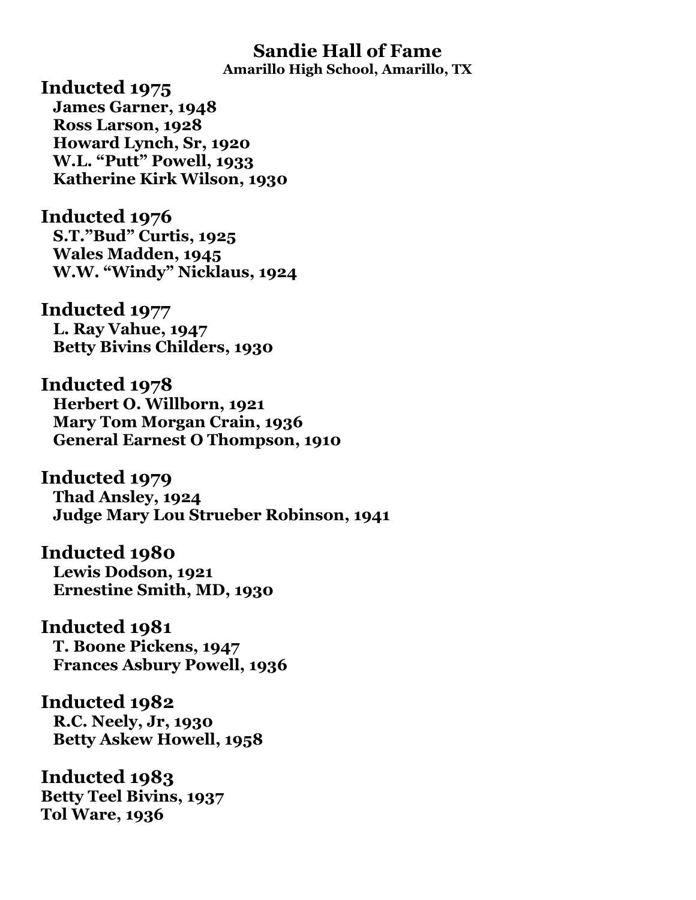# Sandie Hall of Fame

**Amarillo High School, Amarillo, TX**

## Inducted 1975

**James Garner, 1948**
**Ross Larson, 1928**
**Howard Lynch, Sr, 1920**
**W.L. "Putt" Powell, 1933**
**Katherine Kirk Wilson, 1930**

## Inducted 1976

**S.T."Bud" Curtis, 1925**
**Wales Madden, 1945**
**W.W. "Windy" Nicklaus, 1924**

## Inducted 1977

**L. Ray Vahue, 1947**
**Betty Bivins Childers, 1930**

## Inducted 1978

**Herbert O. Willborn, 1921**
**Mary Tom Morgan Crain, 1936**
**General Earnest O Thompson, 1910**

## Inducted 1979

**Thad Ansley, 1924**
**Judge Mary Lou Strueber Robinson, 1941**

## Inducted 1980

**Lewis Dodson, 1921**
**Ernestine Smith, MD, 1930**

## Inducted 1981

**T. Boone Pickens, 1947**
**Frances Asbury Powell, 1936**

## Inducted 1982

**R.C. Neely, Jr, 1930**
**Betty Askew Howell, 1958**

## Inducted 1983

**Betty Teel Bivins, 1937**
**Tol Ware, 1936**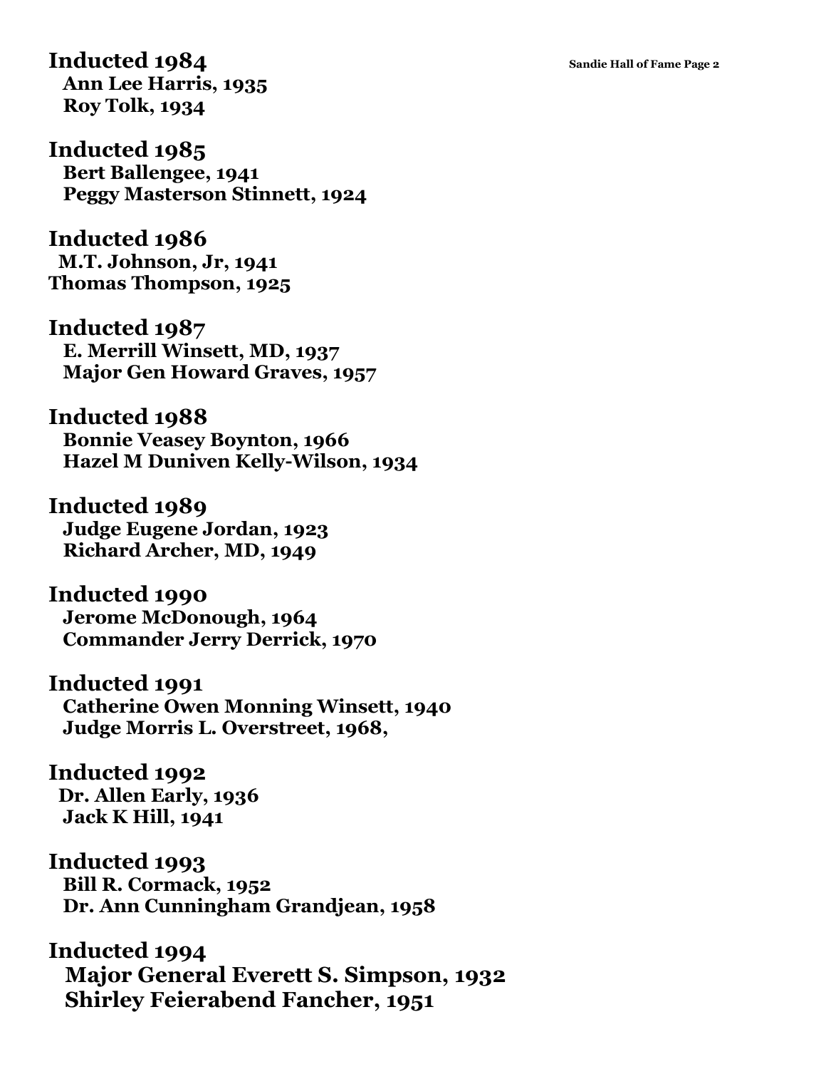**Inducted 1984**

**Ann Lee Harris, 1935**
**Roy Tolk, 1934**

**Inducted 1985**

**Bert Ballengee, 1941**
**Peggy Masterson Stinnett, 1924**

**Inducted 1986**

**M.T. Johnson, Jr, 1941**
**Thomas Thompson, 1925**

**Inducted 1987**

**E. Merrill Winsett, MD, 1937**
**Major Gen Howard Graves, 1957**

**Inducted 1988**

**Bonnie Veasey Boynton, 1966**
**Hazel M Duniven Kelly-Wilson, 1934**

**Inducted 1989**

**Judge Eugene Jordan, 1923**
**Richard Archer, MD, 1949**

**Inducted 1990**

**Jerome McDonough, 1964**
**Commander Jerry Derrick, 1970**

**Inducted 1991**

**Catherine Owen Monning Winsett, 1940**
**Judge Morris L. Overstreet, 1968,**

**Inducted 1992**

**Dr. Allen Early, 1936**
**Jack K Hill, 1941**

**Inducted 1993**

**Bill R. Cormack, 1952**
**Dr. Ann Cunningham Grandjean, 1958**

**Inducted 1994**

**Major General Everett S. Simpson, 1932**
**Shirley Feierabend Fancher, 1951**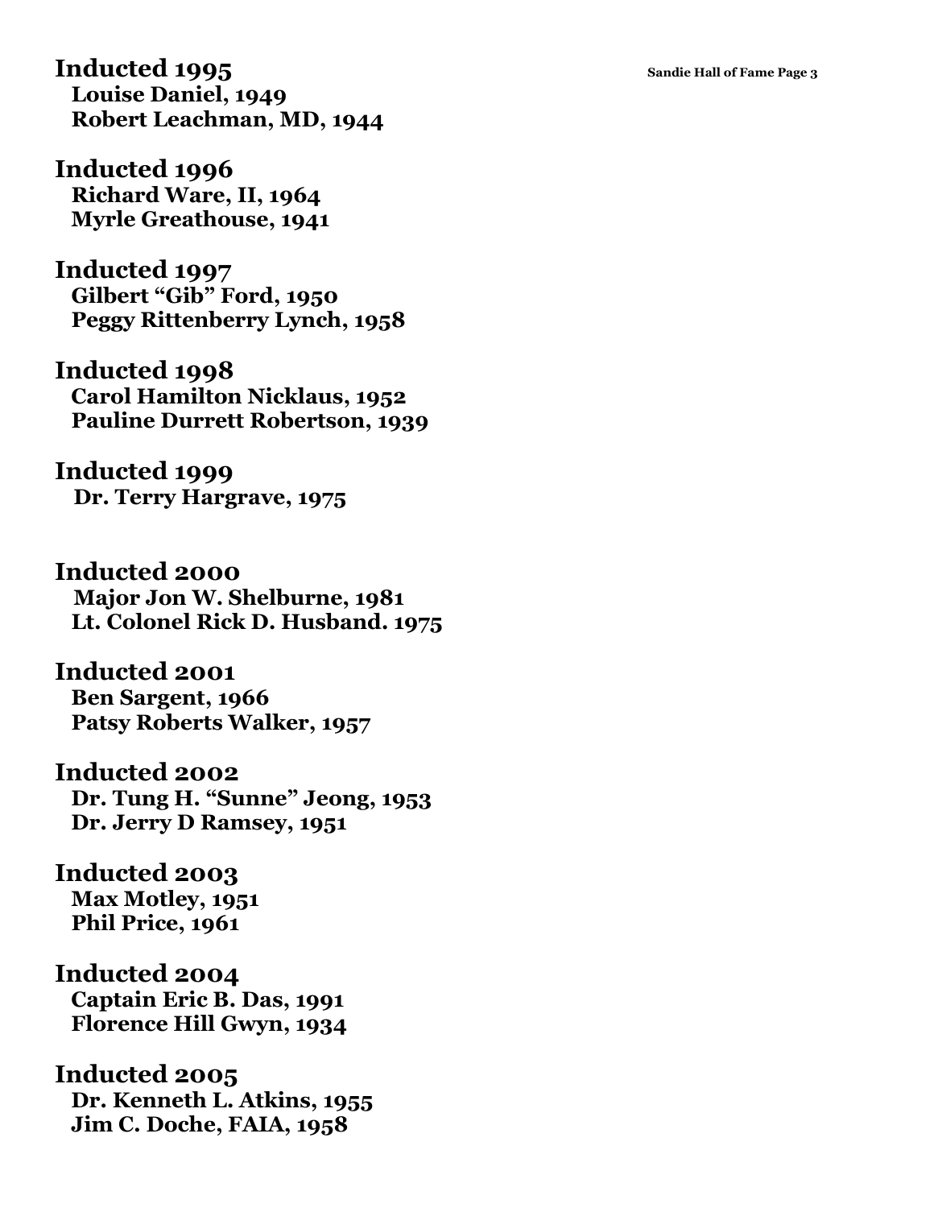**Inducted 1995**
**Louise Daniel, 1949**
**Robert Leachman, MD, 1944**

**Inducted 1996**
**Richard Ware, II, 1964**
**Myrle Greathouse, 1941**

**Inducted 1997**
**Gilbert "Gib" Ford, 1950**
**Peggy Rittenberry Lynch, 1958**

**Inducted 1998**
**Carol Hamilton Nicklaus, 1952**
**Pauline Durrett Robertson, 1939**

**Inducted 1999**
**Dr. Terry Hargrave, 1975**

**Inducted 2000**
**Major Jon W. Shelburne, 1981**
**Lt. Colonel Rick D. Husband. 1975**

**Inducted 2001**
**Ben Sargent, 1966**
**Patsy Roberts Walker, 1957**

**Inducted 2002**
**Dr. Tung H. "Sunne" Jeong, 1953**
**Dr. Jerry D Ramsey, 1951**

**Inducted 2003**
**Max Motley, 1951**
**Phil Price, 1961**

**Inducted 2004**
**Captain Eric B. Das, 1991**
**Florence Hill Gwyn, 1934**

**Inducted 2005**
**Dr. Kenneth L. Atkins, 1955**
**Jim C. Doche, FAIA, 1958**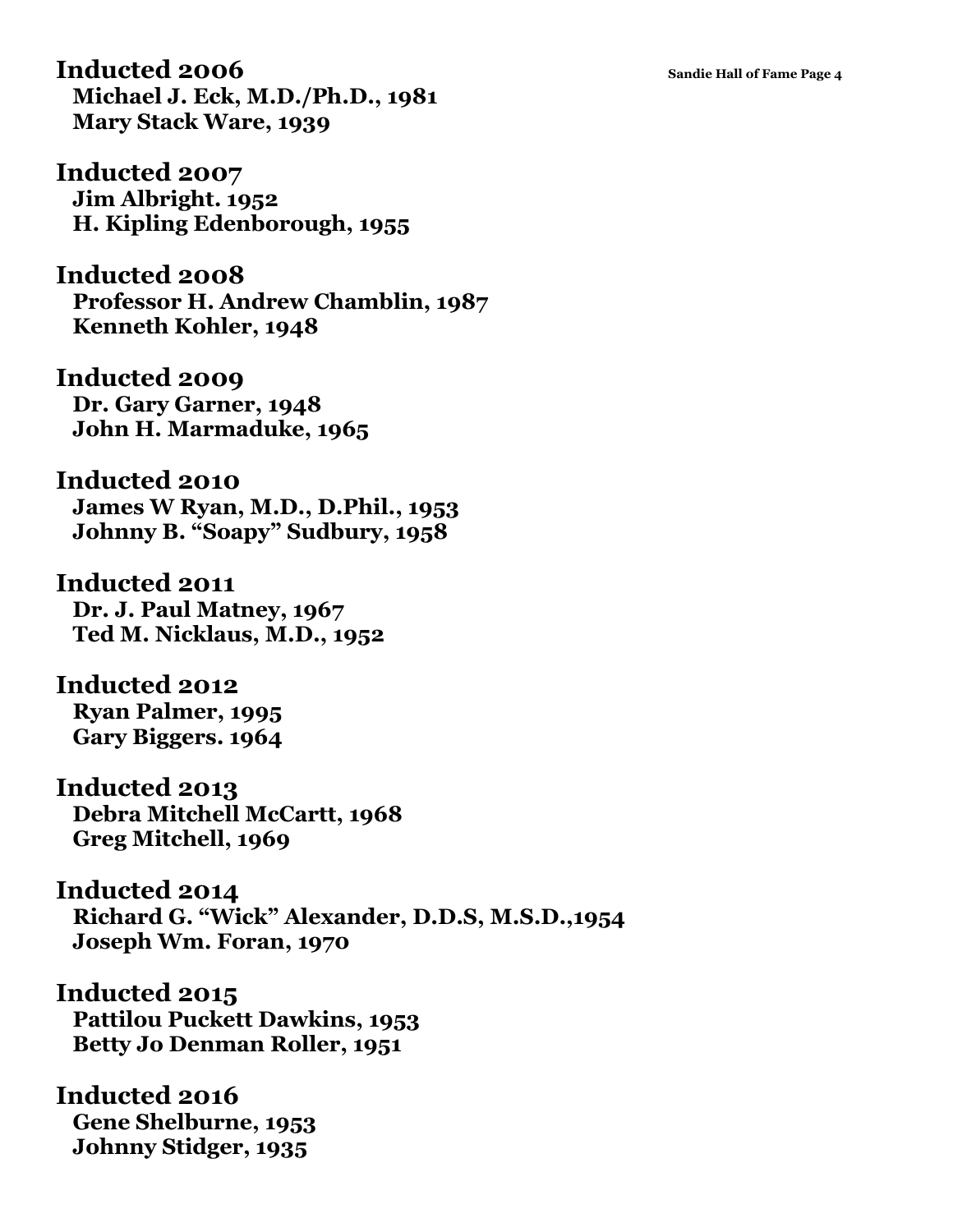## Inducted 2006

**Michael J. Eck, M.D./Ph.D., 1981**
**Mary Stack Ware, 1939**

## Inducted 2007

**Jim Albright. 1952**
**H. Kipling Edenborough, 1955**

## Inducted 2008

**Professor H. Andrew Chamblin, 1987**
**Kenneth Kohler, 1948**

## Inducted 2009

**Dr. Gary Garner, 1948**
**John H. Marmaduke, 1965**

## Inducted 2010

**James W Ryan, M.D., D.Phil., 1953**
**Johnny B. "Soapy" Sudbury, 1958**

## Inducted 2011

**Dr. J. Paul Matney, 1967**
**Ted M. Nicklaus, M.D., 1952**

## Inducted 2012

**Ryan Palmer, 1995**
**Gary Biggers. 1964**

## Inducted 2013

**Debra Mitchell McCartt, 1968**
**Greg Mitchell, 1969**

## Inducted 2014

**Richard G. "Wick" Alexander, D.D.S, M.S.D.,1954**
**Joseph Wm. Foran, 1970**

## Inducted 2015

**Pattilou Puckett Dawkins, 1953**
**Betty Jo Denman Roller, 1951**

## Inducted 2016

**Gene Shelburne, 1953**
**Johnny Stidger, 1935**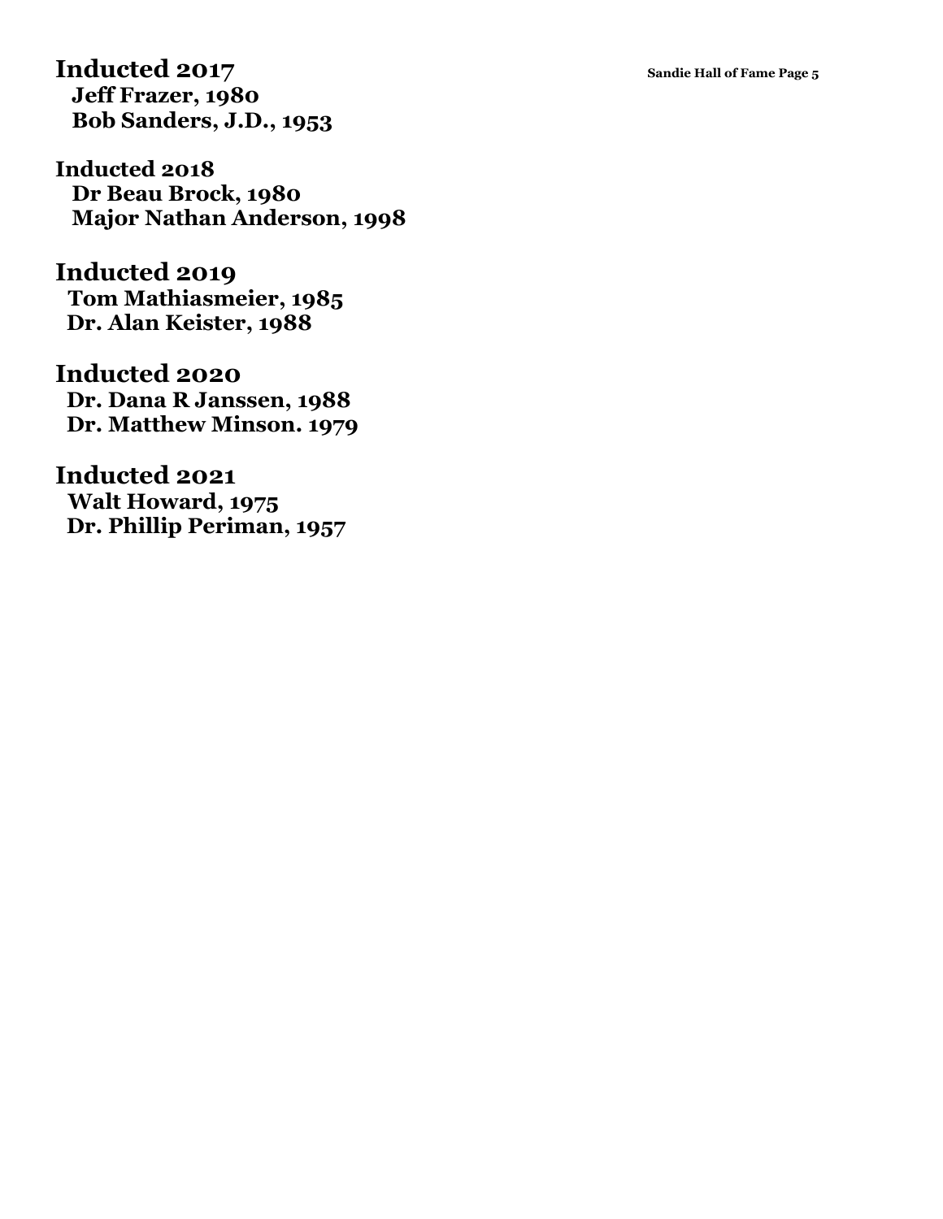## Inducted 2017

**Jeff Frazer, 1980**
**Bob Sanders, J.D., 1953**

**Inducted 2018**

**Dr Beau Brock, 1980**
**Major Nathan Anderson, 1998**

## Inducted 2019

**Tom Mathiasmeier, 1985**
**Dr. Alan Keister, 1988**

## Inducted 2020

**Dr. Dana R Janssen, 1988**
**Dr. Matthew Minson. 1979**

## Inducted 2021

**Walt Howard, 1975**
**Dr. Phillip Periman, 1957**